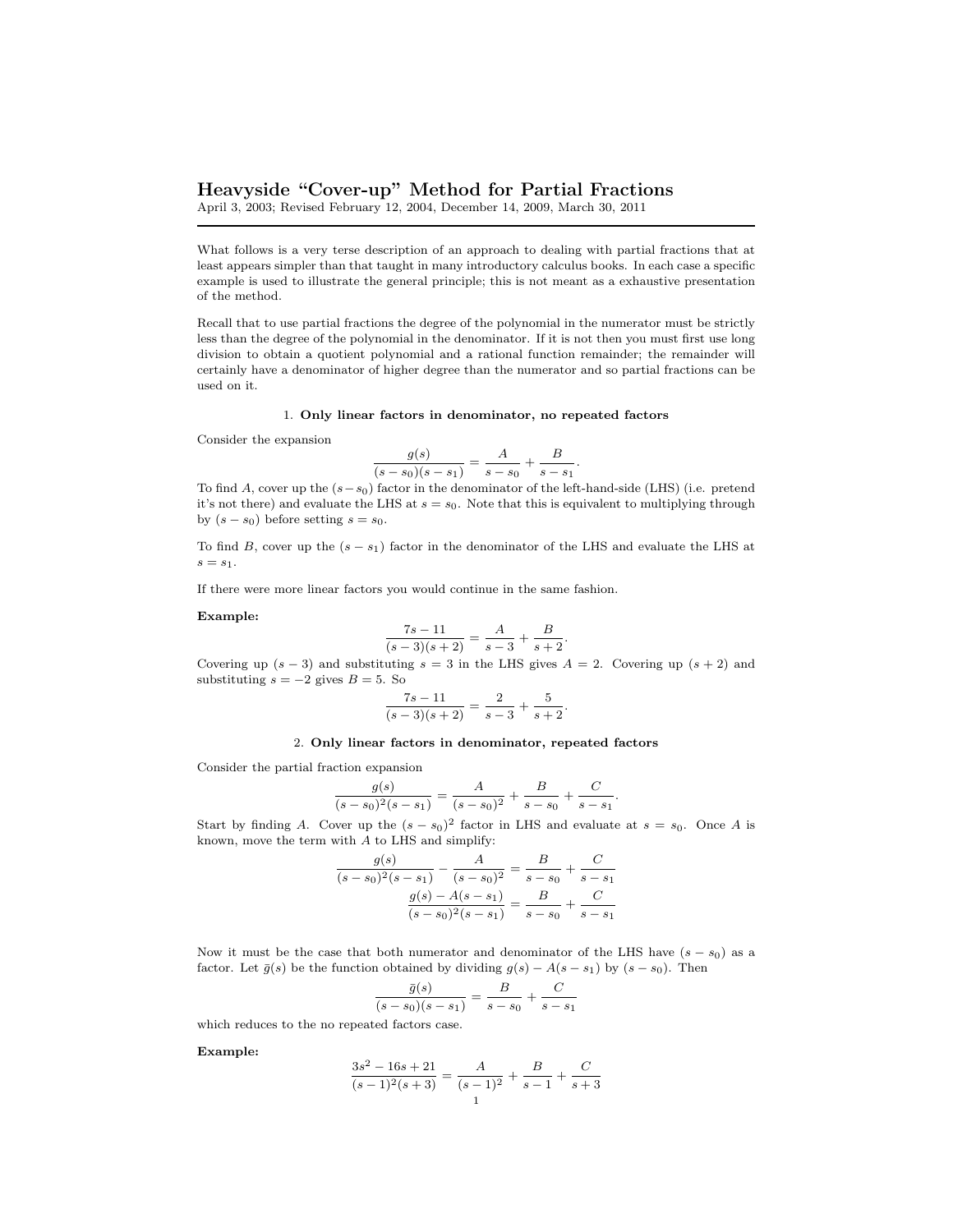# Heavyside "Cover-up" Method for Partial Fractions

April 3, 2003; Revised February 12, 2004, December 14, 2009, March 30, 2011

---

What follows is a very terse description of an approach to dealing with partial fractions that at least appears simpler than that taught in many introductory calculus books. In each case a specific example is used to illustrate the general principle; this is not meant as a exhaustive presentation of the method.

Recall that to use partial fractions the degree of the polynomial in the numerator must be strictly less than the degree of the polynomial in the denominator. If it is not then you must first use long division to obtain a quotient polynomial and a rational function remainder; the remainder will certainly have a denominator of higher degree than the numerator and so partial fractions can be used on it.

### 1. **Only linear factors in denominator, no repeated factors**

Consider the expansion

$$\frac{g(s)}{(s-s_0)(s-s_1)} = \frac{A}{s-s_0} + \frac{B}{s-s_1}.$$

To find $A$, cover up the $(s-s_0)$ factor in the denominator of the left-hand-side (LHS) (i.e. pretend it's not there) and evaluate the LHS at $s = s_0$. Note that this is equivalent to multiplying through by $(s-s_0)$ before setting $s = s_0$.

To find $B$, cover up the $(s-s_1)$ factor in the denominator of the LHS and evaluate the LHS at $s = s_1$.

If there were more linear factors you would continue in the same fashion.

**Example:**

$$\frac{7s-11}{(s-3)(s+2)} = \frac{A}{s-3} + \frac{B}{s+2}.$$

Covering up $(s-3)$ and substituting $s = 3$ in the LHS gives $A = 2$. Covering up $(s+2)$ and substituting $s = -2$ gives $B = 5$. So

$$\frac{7s-11}{(s-3)(s+2)} = \frac{2}{s-3} + \frac{5}{s+2}.$$

### 2. **Only linear factors in denominator, repeated factors**

Consider the partial fraction expansion

$$\frac{g(s)}{(s-s_0)^2(s-s_1)} = \frac{A}{(s-s_0)^2} + \frac{B}{s-s_0} + \frac{C}{s-s_1}.$$

Start by finding $A$. Cover up the $(s-s_0)^2$ factor in LHS and evaluate at $s = s_0$. Once $A$ is known, move the term with $A$ to LHS and simplify:

$$\frac{g(s)}{(s-s_0)^2(s-s_1)} - \frac{A}{(s-s_0)^2} = \frac{B}{s-s_0} + \frac{C}{s-s_1}$$

$$\frac{g(s) - A(s-s_1)}{(s-s_0)^2(s-s_1)} = \frac{B}{s-s_0} + \frac{C}{s-s_1}$$

Now it must be the case that both numerator and denominator of the LHS have $(s-s_0)$ as a factor. Let $\bar{g}(s)$ be the function obtained by dividing $g(s) - A(s-s_1)$ by $(s-s_0)$. Then

$$\frac{\bar{g}(s)}{(s-s_0)(s-s_1)} = \frac{B}{s-s_0} + \frac{C}{s-s_1}$$

which reduces to the no repeated factors case.

**Example:**

$$\frac{3s^2-16s+21}{(s-1)^2(s+3)} = \frac{A}{(s-1)^2} + \frac{B}{s-1} + \frac{C}{s+3}$$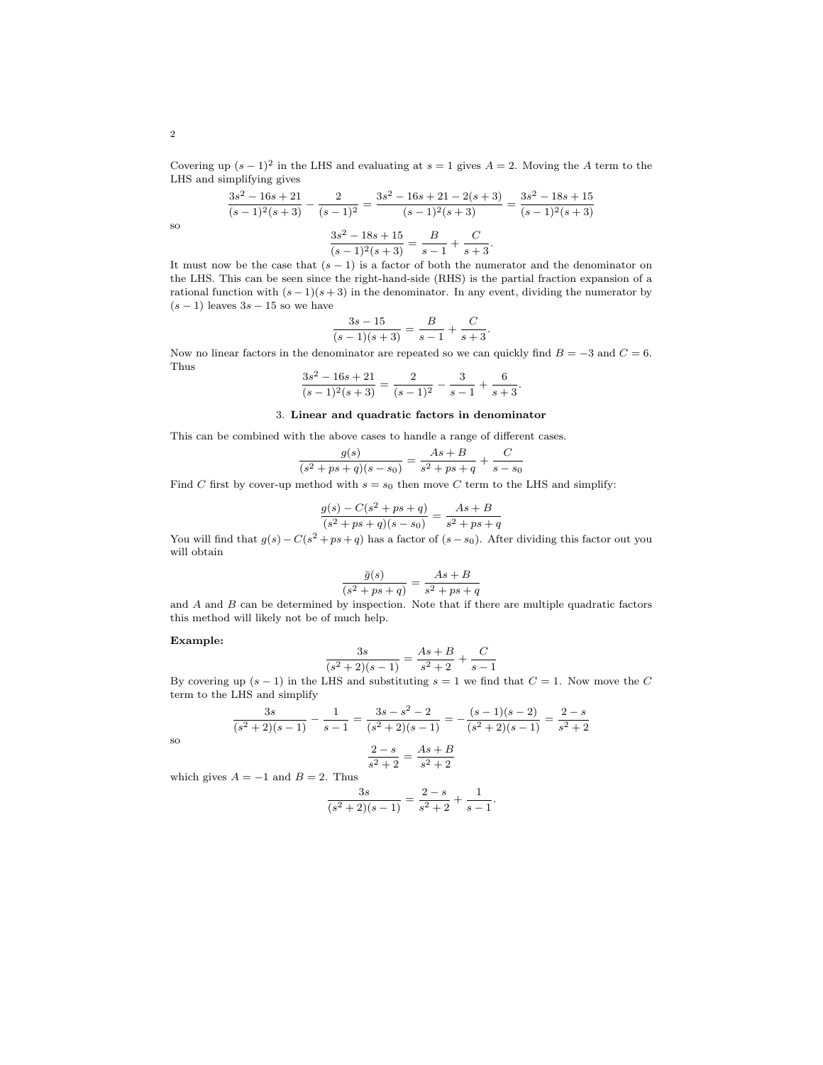Covering up $(s-1)^2$ in the LHS and evaluating at $s = 1$ gives $A = 2$. Moving the $A$ term to the LHS and simplifying gives

$$\frac{3s^2 - 16s + 21}{(s-1)^2(s+3)} - \frac{2}{(s-1)^2} = \frac{3s^2 - 16s + 21 - 2(s+3)}{(s-1)^2(s+3)} = \frac{3s^2 - 18s + 15}{(s-1)^2(s+3)}$$

so

$$\frac{3s^2 - 18s + 15}{(s-1)^2(s+3)} = \frac{B}{s-1} + \frac{C}{s+3}.$$

It must now be the case that $(s-1)$ is a factor of both the numerator and the denominator on the LHS. This can be seen since the right-hand-side (RHS) is the partial fraction expansion of a rational function with $(s-1)(s+3)$ in the denominator. In any event, dividing the numerator by $(s-1)$ leaves $3s - 15$ so we have

$$\frac{3s - 15}{(s-1)(s+3)} = \frac{B}{s-1} + \frac{C}{s+3}.$$

Now no linear factors in the denominator are repeated so we can quickly find $B = -3$ and $C = 6$. Thus

$$\frac{3s^2 - 16s + 21}{(s-1)^2(s+3)} = \frac{2}{(s-1)^2} - \frac{3}{s-1} + \frac{6}{s+3}.$$

### 3. Linear and quadratic factors in denominator

This can be combined with the above cases to handle a range of different cases.

$$\frac{g(s)}{(s^2 + ps + q)(s - s_0)} = \frac{As + B}{s^2 + ps + q} + \frac{C}{s - s_0}$$

Find $C$ first by cover-up method with $s = s_0$ then move $C$ term to the LHS and simplify:

$$\frac{g(s) - C(s^2 + ps + q)}{(s^2 + ps + q)(s - s_0)} = \frac{As + B}{s^2 + ps + q}$$

You will find that $g(s) - C(s^2 + ps + q)$ has a factor of $(s - s_0)$. After dividing this factor out you will obtain

$$\frac{\bar{g}(s)}{(s^2 + ps + q)} = \frac{As + B}{s^2 + ps + q}$$

and $A$ and $B$ can be determined by inspection. Note that if there are multiple quadratic factors this method will likely not be of much help.

**Example:**

$$\frac{3s}{(s^2 + 2)(s-1)} = \frac{As + B}{s^2 + 2} + \frac{C}{s-1}$$

By covering up $(s-1)$ in the LHS and substituting $s = 1$ we find that $C = 1$. Now move the $C$ term to the LHS and simplify

$$\frac{3s}{(s^2 + 2)(s-1)} - \frac{1}{s-1} = \frac{3s - s^2 - 2}{(s^2 + 2)(s-1)} = -\frac{(s-1)(s-2)}{(s^2 + 2)(s-1)} = \frac{2 - s}{s^2 + 2}$$

so

$$\frac{2 - s}{s^2 + 2} = \frac{As + B}{s^2 + 2}$$

which gives $A = -1$ and $B = 2$. Thus

$$\frac{3s}{(s^2 + 2)(s-1)} = \frac{2 - s}{s^2 + 2} + \frac{1}{s-1}.$$